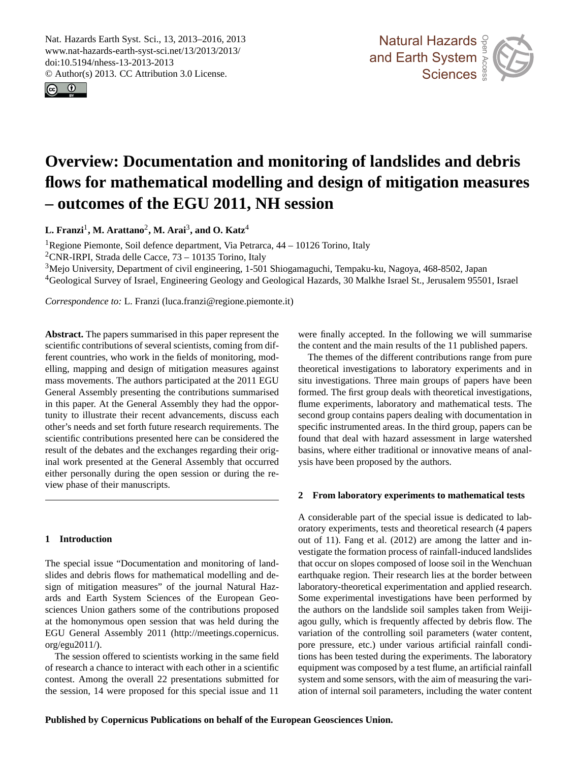# Overview: Documentation and monitoring of landslides and debris flows for mathematical modelling and design of mitigation measures – outcomes of the EGU 2011, NH session

**L. Franzi**[1], **M. Arattano**[2], **M. Arai**[3], **and O. Katz**[4]

[1]Regione Piemonte, Soil defence department, Via Petrarca, 44 – 10126 Torino, Italy
[2]CNR-IRPI, Strada delle Cacce, 73 – 10135 Torino, Italy
[3]Mejo University, Department of civil engineering, 1-501 Shiogamaguchi, Tempaku-ku, Nagoya, 468-8502, Japan
[4]Geological Survey of Israel, Engineering Geology and Geological Hazards, 30 Malkhe Israel St., Jerusalem 95501, Israel

*Correspondence to:* L. Franzi (luca.franzi@regione.piemonte.it)

**Abstract.** The papers summarised in this paper represent the scientific contributions of several scientists, coming from different countries, who work in the fields of monitoring, modelling, mapping and design of mitigation measures against mass movements. The authors participated at the 2011 EGU General Assembly presenting the contributions summarised in this paper. At the General Assembly they had the opportunity to illustrate their recent advancements, discuss each other's needs and set forth future research requirements. The scientific contributions presented here can be considered the result of the debates and the exchanges regarding their original work presented at the General Assembly that occurred either personally during the open session or during the review phase of their manuscripts.

## 1 Introduction

The special issue "Documentation and monitoring of landslides and debris flows for mathematical modelling and design of mitigation measures" of the journal Natural Hazards and Earth System Sciences of the European Geosciences Union gathers some of the contributions proposed at the homonymous open session that was held during the EGU General Assembly 2011 (http://meetings.copernicus.org/egu2011/).

The session offered to scientists working in the same field of research a chance to interact with each other in a scientific contest. Among the overall 22 presentations submitted for the session, 14 were proposed for this special issue and 11 were finally accepted. In the following we will summarise the content and the main results of the 11 published papers.

The themes of the different contributions range from pure theoretical investigations to laboratory experiments and in situ investigations. Three main groups of papers have been formed. The first group deals with theoretical investigations, flume experiments, laboratory and mathematical tests. The second group contains papers dealing with documentation in specific instrumented areas. In the third group, papers can be found that deal with hazard assessment in large watershed basins, where either traditional or innovative means of analysis have been proposed by the authors.

## 2 From laboratory experiments to mathematical tests

A considerable part of the special issue is dedicated to laboratory experiments, tests and theoretical research (4 papers out of 11). Fang et al. (2012) are among the latter and investigate the formation process of rainfall-induced landslides that occur on slopes composed of loose soil in the Wenchuan earthquake region. Their research lies at the border between laboratory-theoretical experimentation and applied research. Some experimental investigations have been performed by the authors on the landslide soil samples taken from Weijiagou gully, which is frequently affected by debris flow. The variation of the controlling soil parameters (water content, pore pressure, etc.) under various artificial rainfall conditions has been tested during the experiments. The laboratory equipment was composed by a test flume, an artificial rainfall system and some sensors, with the aim of measuring the variation of internal soil parameters, including the water content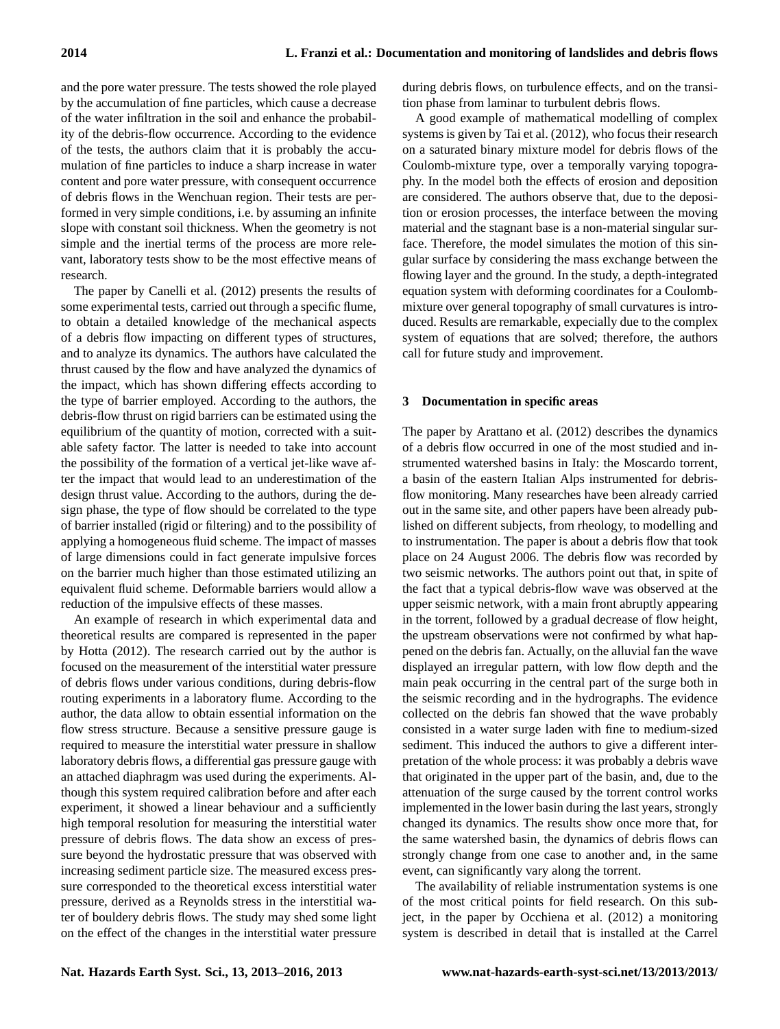and the pore water pressure. The tests showed the role played by the accumulation of fine particles, which cause a decrease of the water infiltration in the soil and enhance the probability of the debris-flow occurrence. According to the evidence of the tests, the authors claim that it is probably the accumulation of fine particles to induce a sharp increase in water content and pore water pressure, with consequent occurrence of debris flows in the Wenchuan region. Their tests are performed in very simple conditions, i.e. by assuming an infinite slope with constant soil thickness. When the geometry is not simple and the inertial terms of the process are more relevant, laboratory tests show to be the most effective means of research.

The paper by Canelli et al. (2012) presents the results of some experimental tests, carried out through a specific flume, to obtain a detailed knowledge of the mechanical aspects of a debris flow impacting on different types of structures, and to analyze its dynamics. The authors have calculated the thrust caused by the flow and have analyzed the dynamics of the impact, which has shown differing effects according to the type of barrier employed. According to the authors, the debris-flow thrust on rigid barriers can be estimated using the equilibrium of the quantity of motion, corrected with a suitable safety factor. The latter is needed to take into account the possibility of the formation of a vertical jet-like wave after the impact that would lead to an underestimation of the design thrust value. According to the authors, during the design phase, the type of flow should be correlated to the type of barrier installed (rigid or filtering) and to the possibility of applying a homogeneous fluid scheme. The impact of masses of large dimensions could in fact generate impulsive forces on the barrier much higher than those estimated utilizing an equivalent fluid scheme. Deformable barriers would allow a reduction of the impulsive effects of these masses.

An example of research in which experimental data and theoretical results are compared is represented in the paper by Hotta (2012). The research carried out by the author is focused on the measurement of the interstitial water pressure of debris flows under various conditions, during debris-flow routing experiments in a laboratory flume. According to the author, the data allow to obtain essential information on the flow stress structure. Because a sensitive pressure gauge is required to measure the interstitial water pressure in shallow laboratory debris flows, a differential gas pressure gauge with an attached diaphragm was used during the experiments. Although this system required calibration before and after each experiment, it showed a linear behaviour and a sufficiently high temporal resolution for measuring the interstitial water pressure of debris flows. The data show an excess of pressure beyond the hydrostatic pressure that was observed with increasing sediment particle size. The measured excess pressure corresponded to the theoretical excess interstitial water pressure, derived as a Reynolds stress in the interstitial water of bouldery debris flows. The study may shed some light on the effect of the changes in the interstitial water pressure during debris flows, on turbulence effects, and on the transition phase from laminar to turbulent debris flows.

A good example of mathematical modelling of complex systems is given by Tai et al. (2012), who focus their research on a saturated binary mixture model for debris flows of the Coulomb-mixture type, over a temporally varying topography. In the model both the effects of erosion and deposition are considered. The authors observe that, due to the deposition or erosion processes, the interface between the moving material and the stagnant base is a non-material singular surface. Therefore, the model simulates the motion of this singular surface by considering the mass exchange between the flowing layer and the ground. In the study, a depth-integrated equation system with deforming coordinates for a Coulomb-mixture over general topography of small curvatures is introduced. Results are remarkable, expecially due to the complex system of equations that are solved; therefore, the authors call for future study and improvement.

## 3 Documentation in specific areas

The paper by Arattano et al. (2012) describes the dynamics of a debris flow occurred in one of the most studied and instrumented watershed basins in Italy: the Moscardo torrent, a basin of the eastern Italian Alps instrumented for debris-flow monitoring. Many researches have been already carried out in the same site, and other papers have been already published on different subjects, from rheology, to modelling and to instrumentation. The paper is about a debris flow that took place on 24 August 2006. The debris flow was recorded by two seismic networks. The authors point out that, in spite of the fact that a typical debris-flow wave was observed at the upper seismic network, with a main front abruptly appearing in the torrent, followed by a gradual decrease of flow height, the upstream observations were not confirmed by what happened on the debris fan. Actually, on the alluvial fan the wave displayed an irregular pattern, with low flow depth and the main peak occurring in the central part of the surge both in the seismic recording and in the hydrographs. The evidence collected on the debris fan showed that the wave probably consisted in a water surge laden with fine to medium-sized sediment. This induced the authors to give a different interpretation of the whole process: it was probably a debris wave that originated in the upper part of the basin, and, due to the attenuation of the surge caused by the torrent control works implemented in the lower basin during the last years, strongly changed its dynamics. The results show once more that, for the same watershed basin, the dynamics of debris flows can strongly change from one case to another and, in the same event, can significantly vary along the torrent.

The availability of reliable instrumentation systems is one of the most critical points for field research. On this subject, in the paper by Occhiena et al. (2012) a monitoring system is described in detail that is installed at the Carrel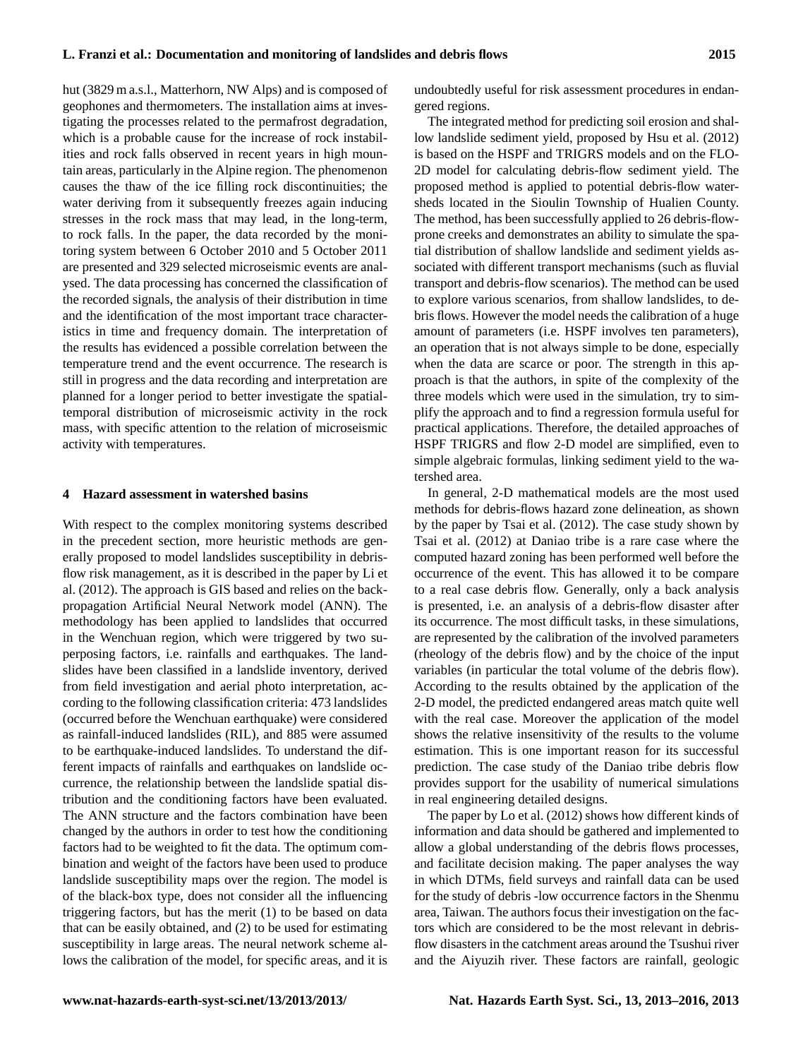hut (3829 m a.s.l., Matterhorn, NW Alps) and is composed of geophones and thermometers. The installation aims at investigating the processes related to the permafrost degradation, which is a probable cause for the increase of rock instabilities and rock falls observed in recent years in high mountain areas, particularly in the Alpine region. The phenomenon causes the thaw of the ice filling rock discontinuities; the water deriving from it subsequently freezes again inducing stresses in the rock mass that may lead, in the long-term, to rock falls. In the paper, the data recorded by the monitoring system between 6 October 2010 and 5 October 2011 are presented and 329 selected microseismic events are analysed. The data processing has concerned the classification of the recorded signals, the analysis of their distribution in time and the identification of the most important trace characteristics in time and frequency domain. The interpretation of the results has evidenced a possible correlation between the temperature trend and the event occurrence. The research is still in progress and the data recording and interpretation are planned for a longer period to better investigate the spatial-temporal distribution of microseismic activity in the rock mass, with specific attention to the relation of microseismic activity with temperatures.

## 4 Hazard assessment in watershed basins

With respect to the complex monitoring systems described in the precedent section, more heuristic methods are generally proposed to model landslides susceptibility in debris-flow risk management, as it is described in the paper by Li et al. (2012). The approach is GIS based and relies on the back-propagation Artificial Neural Network model (ANN). The methodology has been applied to landslides that occurred in the Wenchuan region, which were triggered by two superposing factors, i.e. rainfalls and earthquakes. The landslides have been classified in a landslide inventory, derived from field investigation and aerial photo interpretation, according to the following classification criteria: 473 landslides (occurred before the Wenchuan earthquake) were considered as rainfall-induced landslides (RIL), and 885 were assumed to be earthquake-induced landslides. To understand the different impacts of rainfalls and earthquakes on landslide occurrence, the relationship between the landslide spatial distribution and the conditioning factors have been evaluated. The ANN structure and the factors combination have been changed by the authors in order to test how the conditioning factors had to be weighted to fit the data. The optimum combination and weight of the factors have been used to produce landslide susceptibility maps over the region. The model is of the black-box type, does not consider all the influencing triggering factors, but has the merit (1) to be based on data that can be easily obtained, and (2) to be used for estimating susceptibility in large areas. The neural network scheme allows the calibration of the model, for specific areas, and it is undoubtedly useful for risk assessment procedures in endangered regions.

The integrated method for predicting soil erosion and shallow landslide sediment yield, proposed by Hsu et al. (2012) is based on the HSPF and TRIGRS models and on the FLO-2D model for calculating debris-flow sediment yield. The proposed method is applied to potential debris-flow watersheds located in the Sioulin Township of Hualien County. The method, has been successfully applied to 26 debris-flow-prone creeks and demonstrates an ability to simulate the spatial distribution of shallow landslide and sediment yields associated with different transport mechanisms (such as fluvial transport and debris-flow scenarios). The method can be used to explore various scenarios, from shallow landslides, to debris flows. However the model needs the calibration of a huge amount of parameters (i.e. HSPF involves ten parameters), an operation that is not always simple to be done, especially when the data are scarce or poor. The strength in this approach is that the authors, in spite of the complexity of the three models which were used in the simulation, try to simplify the approach and to find a regression formula useful for practical applications. Therefore, the detailed approaches of HSPF TRIGRS and flow 2-D model are simplified, even to simple algebraic formulas, linking sediment yield to the watershed area.

In general, 2-D mathematical models are the most used methods for debris-flows hazard zone delineation, as shown by the paper by Tsai et al. (2012). The case study shown by Tsai et al. (2012) at Daniao tribe is a rare case where the computed hazard zoning has been performed well before the occurrence of the event. This has allowed it to be compare to a real case debris flow. Generally, only a back analysis is presented, i.e. an analysis of a debris-flow disaster after its occurrence. The most difficult tasks, in these simulations, are represented by the calibration of the involved parameters (rheology of the debris flow) and by the choice of the input variables (in particular the total volume of the debris flow). According to the results obtained by the application of the 2-D model, the predicted endangered areas match quite well with the real case. Moreover the application of the model shows the relative insensitivity of the results to the volume estimation. This is one important reason for its successful prediction. The case study of the Daniao tribe debris flow provides support for the usability of numerical simulations in real engineering detailed designs.

The paper by Lo et al. (2012) shows how different kinds of information and data should be gathered and implemented to allow a global understanding of the debris flows processes, and facilitate decision making. The paper analyses the way in which DTMs, field surveys and rainfall data can be used for the study of debris -low occurrence factors in the Shenmu area, Taiwan. The authors focus their investigation on the factors which are considered to be the most relevant in debris-flow disasters in the catchment areas around the Tsushui river and the Aiyuzih river. These factors are rainfall, geologic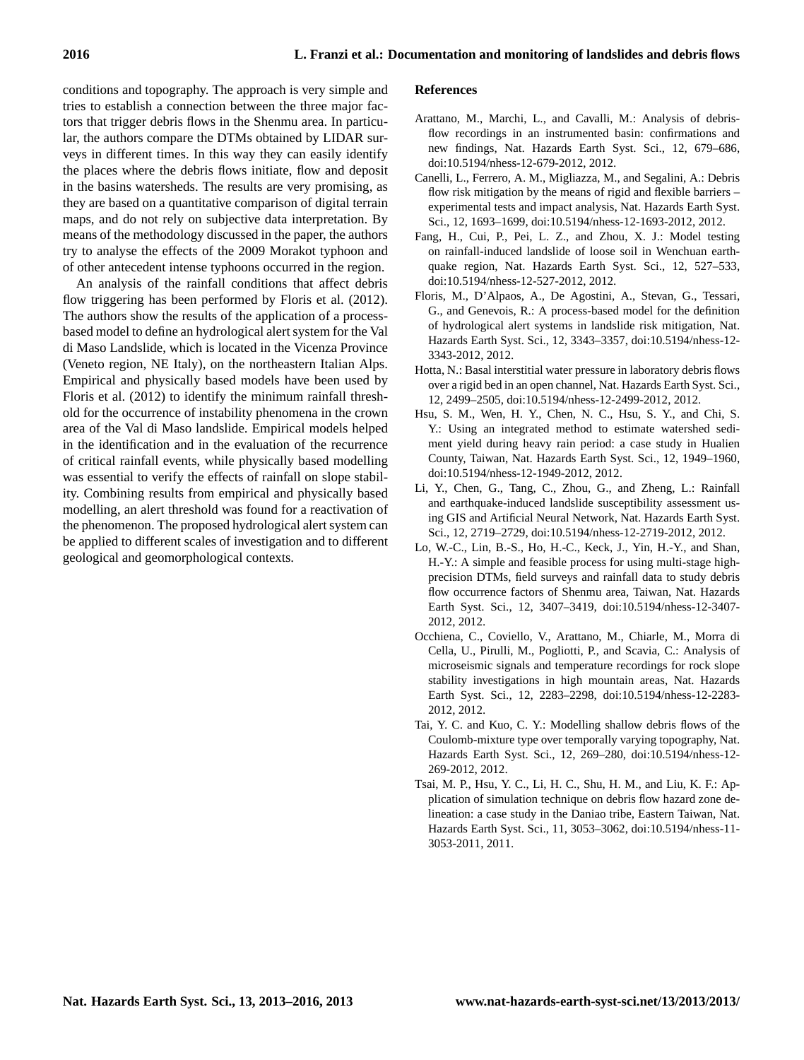conditions and topography. The approach is very simple and tries to establish a connection between the three major factors that trigger debris flows in the Shenmu area. In particular, the authors compare the DTMs obtained by LIDAR surveys in different times. In this way they can easily identify the places where the debris flows initiate, flow and deposit in the basins watersheds. The results are very promising, as they are based on a quantitative comparison of digital terrain maps, and do not rely on subjective data interpretation. By means of the methodology discussed in the paper, the authors try to analyse the effects of the 2009 Morakot typhoon and of other antecedent intense typhoons occurred in the region.

An analysis of the rainfall conditions that affect debris flow triggering has been performed by Floris et al. (2012). The authors show the results of the application of a process-based model to define an hydrological alert system for the Val di Maso Landslide, which is located in the Vicenza Province (Veneto region, NE Italy), on the northeastern Italian Alps. Empirical and physically based models have been used by Floris et al. (2012) to identify the minimum rainfall threshold for the occurrence of instability phenomena in the crown area of the Val di Maso landslide. Empirical models helped in the identification and in the evaluation of the recurrence of critical rainfall events, while physically based modelling was essential to verify the effects of rainfall on slope stability. Combining results from empirical and physically based modelling, an alert threshold was found for a reactivation of the phenomenon. The proposed hydrological alert system can be applied to different scales of investigation and to different geological and geomorphological contexts.

## References

Arattano, M., Marchi, L., and Cavalli, M.: Analysis of debris-flow recordings in an instrumented basin: confirmations and new findings, Nat. Hazards Earth Syst. Sci., 12, 679–686, doi:10.5194/nhess-12-679-2012, 2012.

Canelli, L., Ferrero, A. M., Migliazza, M., and Segalini, A.: Debris flow risk mitigation by the means of rigid and flexible barriers – experimental tests and impact analysis, Nat. Hazards Earth Syst. Sci., 12, 1693–1699, doi:10.5194/nhess-12-1693-2012, 2012.

Fang, H., Cui, P., Pei, L. Z., and Zhou, X. J.: Model testing on rainfall-induced landslide of loose soil in Wenchuan earthquake region, Nat. Hazards Earth Syst. Sci., 12, 527–533, doi:10.5194/nhess-12-527-2012, 2012.

Floris, M., D'Alpaos, A., De Agostini, A., Stevan, G., Tessari, G., and Genevois, R.: A process-based model for the definition of hydrological alert systems in landslide risk mitigation, Nat. Hazards Earth Syst. Sci., 12, 3343–3357, doi:10.5194/nhess-12-3343-2012, 2012.

Hotta, N.: Basal interstitial water pressure in laboratory debris flows over a rigid bed in an open channel, Nat. Hazards Earth Syst. Sci., 12, 2499–2505, doi:10.5194/nhess-12-2499-2012, 2012.

Hsu, S. M., Wen, H. Y., Chen, N. C., Hsu, S. Y., and Chi, S. Y.: Using an integrated method to estimate watershed sediment yield during heavy rain period: a case study in Hualien County, Taiwan, Nat. Hazards Earth Syst. Sci., 12, 1949–1960, doi:10.5194/nhess-12-1949-2012, 2012.

Li, Y., Chen, G., Tang, C., Zhou, G., and Zheng, L.: Rainfall and earthquake-induced landslide susceptibility assessment using GIS and Artificial Neural Network, Nat. Hazards Earth Syst. Sci., 12, 2719–2729, doi:10.5194/nhess-12-2719-2012, 2012.

Lo, W.-C., Lin, B.-S., Ho, H.-C., Keck, J., Yin, H.-Y., and Shan, H.-Y.: A simple and feasible process for using multi-stage high-precision DTMs, field surveys and rainfall data to study debris flow occurrence factors of Shenmu area, Taiwan, Nat. Hazards Earth Syst. Sci., 12, 3407–3419, doi:10.5194/nhess-12-3407-2012, 2012.

Occhiena, C., Coviello, V., Arattano, M., Chiarle, M., Morra di Cella, U., Pirulli, M., Pogliotti, P., and Scavia, C.: Analysis of microseismic signals and temperature recordings for rock slope stability investigations in high mountain areas, Nat. Hazards Earth Syst. Sci., 12, 2283–2298, doi:10.5194/nhess-12-2283-2012, 2012.

Tai, Y. C. and Kuo, C. Y.: Modelling shallow debris flows of the Coulomb-mixture type over temporally varying topography, Nat. Hazards Earth Syst. Sci., 12, 269–280, doi:10.5194/nhess-12-269-2012, 2012.

Tsai, M. P., Hsu, Y. C., Li, H. C., Shu, H. M., and Liu, K. F.: Application of simulation technique on debris flow hazard zone delineation: a case study in the Daniao tribe, Eastern Taiwan, Nat. Hazards Earth Syst. Sci., 11, 3053–3062, doi:10.5194/nhess-11-3053-2011, 2011.